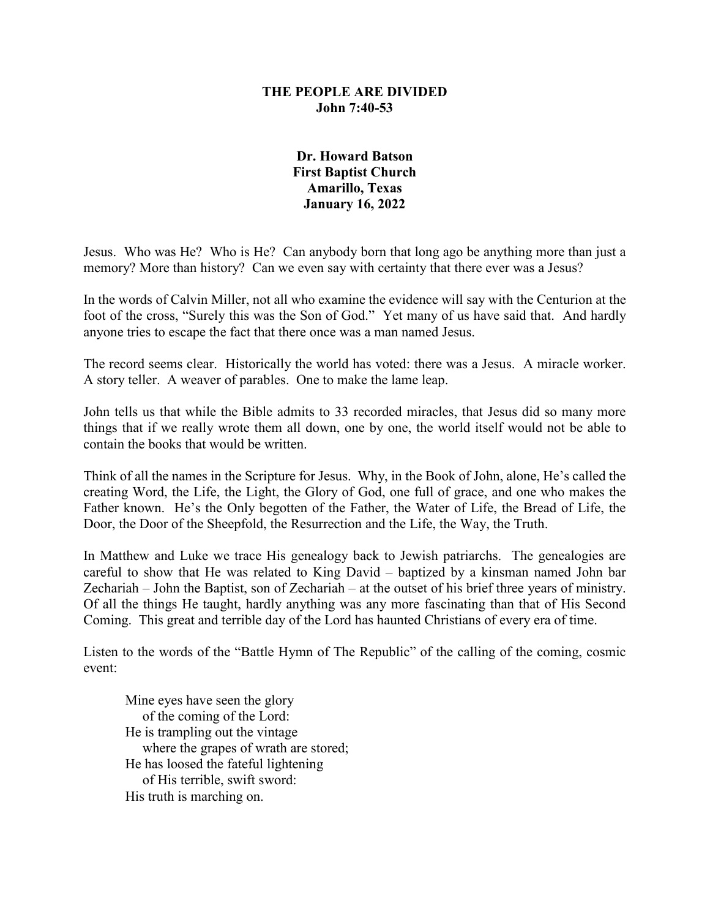# THE PEOPLE ARE DIVIDED
## John 7:40-53

**Dr. Howard Batson**
**First Baptist Church**
**Amarillo, Texas**
**January 16, 2022**

Jesus. Who was He? Who is He? Can anybody born that long ago be anything more than just a memory? More than history? Can we even say with certainty that there ever was a Jesus?

In the words of Calvin Miller, not all who examine the evidence will say with the Centurion at the foot of the cross, "Surely this was the Son of God." Yet many of us have said that. And hardly anyone tries to escape the fact that there once was a man named Jesus.

The record seems clear. Historically the world has voted: there was a Jesus. A miracle worker. A story teller. A weaver of parables. One to make the lame leap.

John tells us that while the Bible admits to 33 recorded miracles, that Jesus did so many more things that if we really wrote them all down, one by one, the world itself would not be able to contain the books that would be written.

Think of all the names in the Scripture for Jesus. Why, in the Book of John, alone, He's called the creating Word, the Life, the Light, the Glory of God, one full of grace, and one who makes the Father known. He's the Only begotten of the Father, the Water of Life, the Bread of Life, the Door, the Door of the Sheepfold, the Resurrection and the Life, the Way, the Truth.

In Matthew and Luke we trace His genealogy back to Jewish patriarchs. The genealogies are careful to show that He was related to King David – baptized by a kinsman named John bar Zechariah – John the Baptist, son of Zechariah – at the outset of his brief three years of ministry. Of all the things He taught, hardly anything was any more fascinating than that of His Second Coming. This great and terrible day of the Lord has haunted Christians of every era of time.

Listen to the words of the "Battle Hymn of The Republic" of the calling of the coming, cosmic event:

> Mine eyes have seen the glory
> of the coming of the Lord:
> He is trampling out the vintage
> where the grapes of wrath are stored;
> He has loosed the fateful lightening
> of His terrible, swift sword:
> His truth is marching on.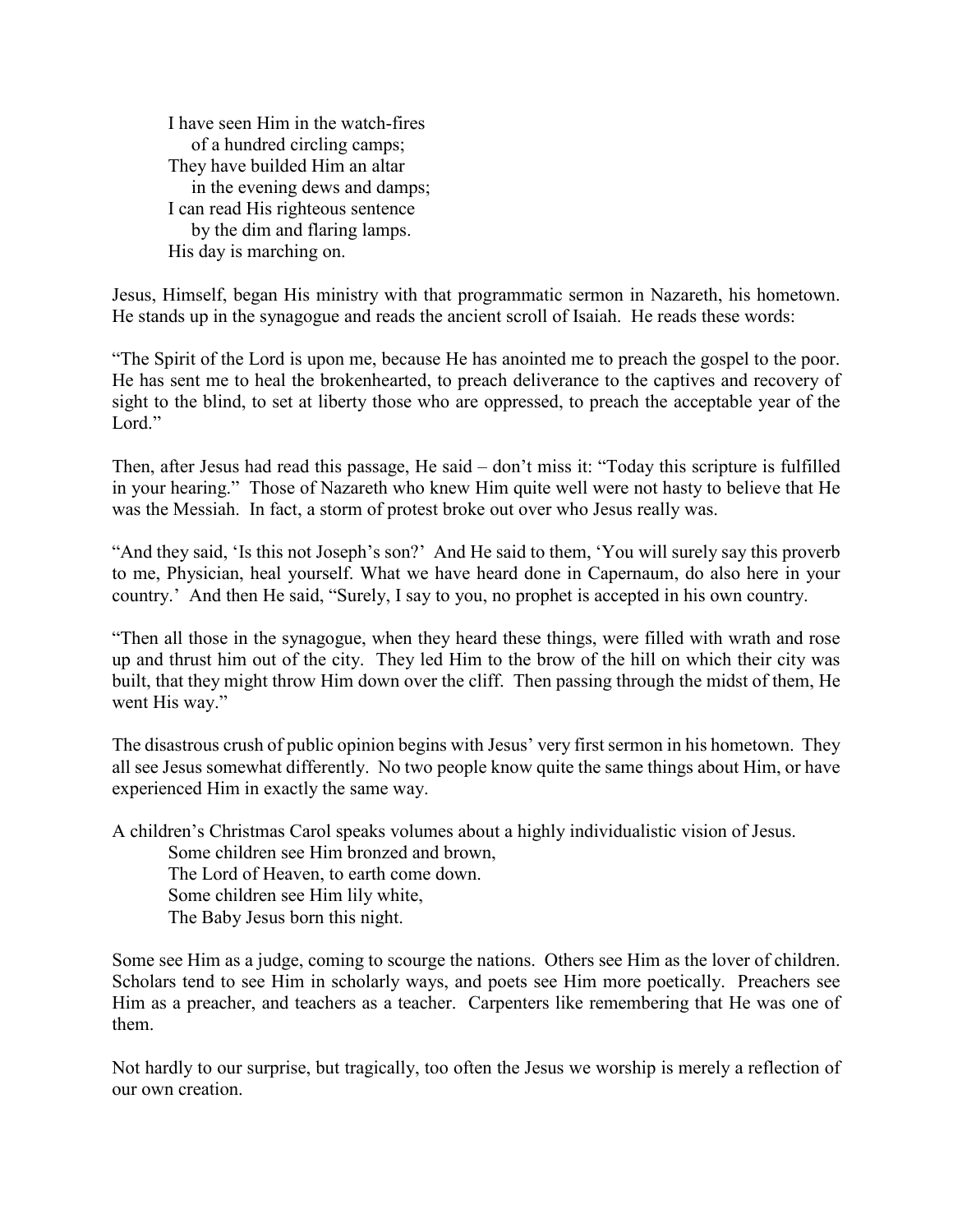I have seen Him in the watch-fires  
    of a hundred circling camps;  
They have builded Him an altar  
    in the evening dews and damps;  
I can read His righteous sentence  
    by the dim and flaring lamps.  
His day is marching on.

Jesus, Himself, began His ministry with that programmatic sermon in Nazareth, his hometown. He stands up in the synagogue and reads the ancient scroll of Isaiah. He reads these words:

"The Spirit of the Lord is upon me, because He has anointed me to preach the gospel to the poor. He has sent me to heal the brokenhearted, to preach deliverance to the captives and recovery of sight to the blind, to set at liberty those who are oppressed, to preach the acceptable year of the Lord."

Then, after Jesus had read this passage, He said – don't miss it: "Today this scripture is fulfilled in your hearing." Those of Nazareth who knew Him quite well were not hasty to believe that He was the Messiah. In fact, a storm of protest broke out over who Jesus really was.

"And they said, 'Is this not Joseph's son?' And He said to them, 'You will surely say this proverb to me, Physician, heal yourself. What we have heard done in Capernaum, do also here in your country.' And then He said, "Surely, I say to you, no prophet is accepted in his own country.

"Then all those in the synagogue, when they heard these things, were filled with wrath and rose up and thrust him out of the city. They led Him to the brow of the hill on which their city was built, that they might throw Him down over the cliff. Then passing through the midst of them, He went His way."

The disastrous crush of public opinion begins with Jesus' very first sermon in his hometown. They all see Jesus somewhat differently. No two people know quite the same things about Him, or have experienced Him in exactly the same way.

A children's Christmas Carol speaks volumes about a highly individualistic vision of Jesus.  
Some children see Him bronzed and brown,  
The Lord of Heaven, to earth come down.  
Some children see Him lily white,  
The Baby Jesus born this night.

Some see Him as a judge, coming to scourge the nations. Others see Him as the lover of children. Scholars tend to see Him in scholarly ways, and poets see Him more poetically. Preachers see Him as a preacher, and teachers as a teacher. Carpenters like remembering that He was one of them.

Not hardly to our surprise, but tragically, too often the Jesus we worship is merely a reflection of our own creation.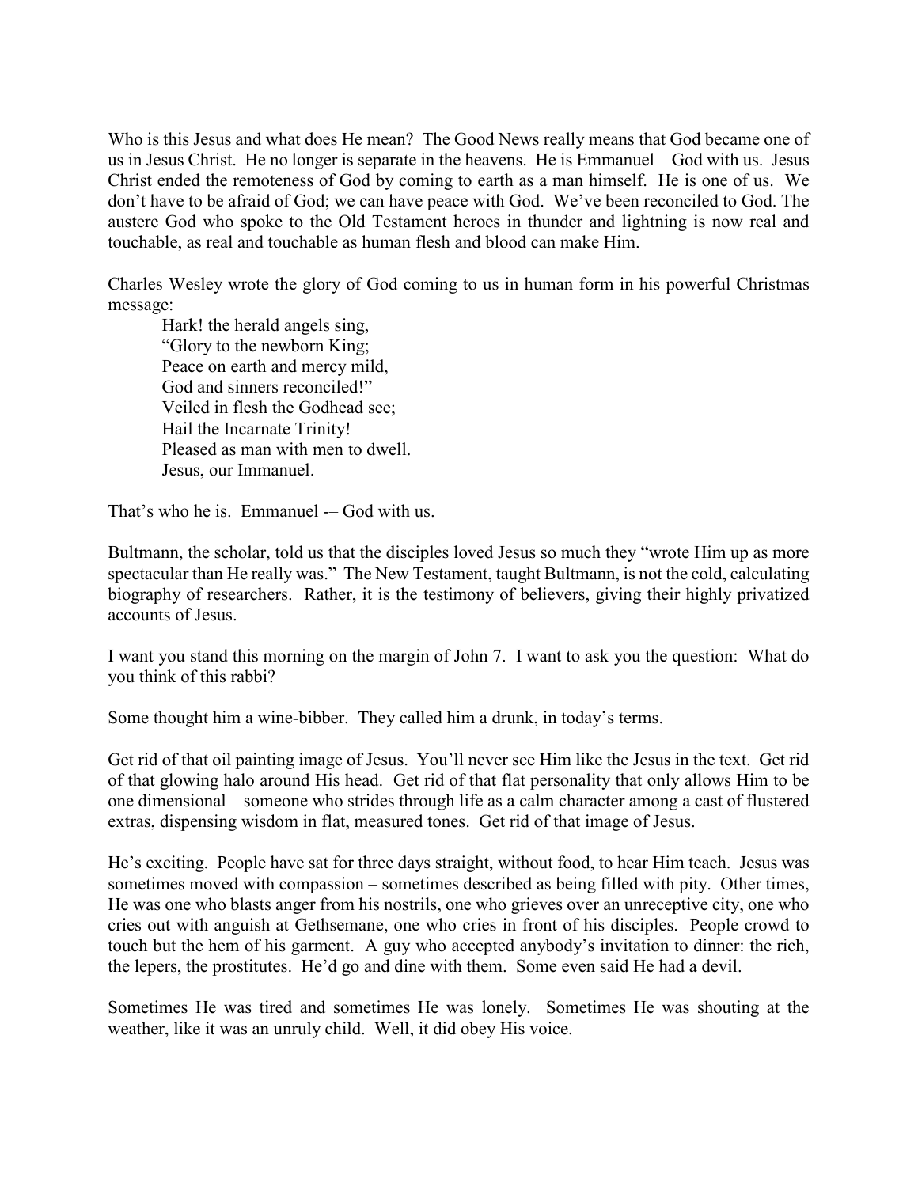Who is this Jesus and what does He mean? The Good News really means that God became one of us in Jesus Christ. He no longer is separate in the heavens. He is Emmanuel – God with us. Jesus Christ ended the remoteness of God by coming to earth as a man himself. He is one of us. We don't have to be afraid of God; we can have peace with God. We've been reconciled to God. The austere God who spoke to the Old Testament heroes in thunder and lightning is now real and touchable, as real and touchable as human flesh and blood can make Him.

Charles Wesley wrote the glory of God coming to us in human form in his powerful Christmas message:

> Hark! the herald angels sing,  
> "Glory to the newborn King;  
> Peace on earth and mercy mild,  
> God and sinners reconciled!"  
> Veiled in flesh the Godhead see;  
> Hail the Incarnate Trinity!  
> Pleased as man with men to dwell.  
> Jesus, our Immanuel.

That's who he is. Emmanuel -– God with us.

Bultmann, the scholar, told us that the disciples loved Jesus so much they "wrote Him up as more spectacular than He really was." The New Testament, taught Bultmann, is not the cold, calculating biography of researchers. Rather, it is the testimony of believers, giving their highly privatized accounts of Jesus.

I want you stand this morning on the margin of John 7. I want to ask you the question: What do you think of this rabbi?

Some thought him a wine-bibber. They called him a drunk, in today's terms.

Get rid of that oil painting image of Jesus. You'll never see Him like the Jesus in the text. Get rid of that glowing halo around His head. Get rid of that flat personality that only allows Him to be one dimensional – someone who strides through life as a calm character among a cast of flustered extras, dispensing wisdom in flat, measured tones. Get rid of that image of Jesus.

He's exciting. People have sat for three days straight, without food, to hear Him teach. Jesus was sometimes moved with compassion – sometimes described as being filled with pity. Other times, He was one who blasts anger from his nostrils, one who grieves over an unreceptive city, one who cries out with anguish at Gethsemane, one who cries in front of his disciples. People crowd to touch but the hem of his garment. A guy who accepted anybody's invitation to dinner: the rich, the lepers, the prostitutes. He'd go and dine with them. Some even said He had a devil.

Sometimes He was tired and sometimes He was lonely. Sometimes He was shouting at the weather, like it was an unruly child. Well, it did obey His voice.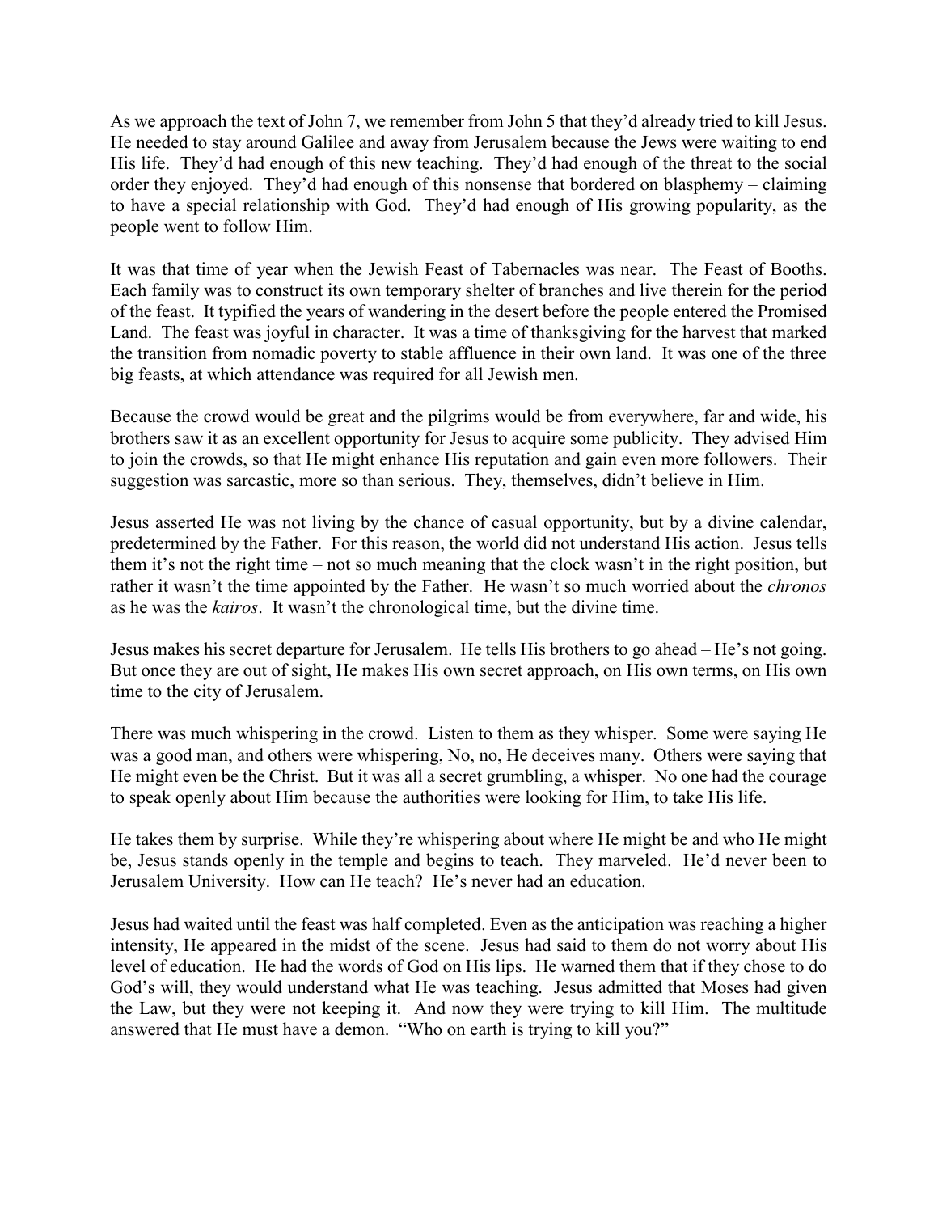As we approach the text of John 7, we remember from John 5 that they'd already tried to kill Jesus. He needed to stay around Galilee and away from Jerusalem because the Jews were waiting to end His life. They'd had enough of this new teaching. They'd had enough of the threat to the social order they enjoyed. They'd had enough of this nonsense that bordered on blasphemy – claiming to have a special relationship with God. They'd had enough of His growing popularity, as the people went to follow Him.

It was that time of year when the Jewish Feast of Tabernacles was near. The Feast of Booths. Each family was to construct its own temporary shelter of branches and live therein for the period of the feast. It typified the years of wandering in the desert before the people entered the Promised Land. The feast was joyful in character. It was a time of thanksgiving for the harvest that marked the transition from nomadic poverty to stable affluence in their own land. It was one of the three big feasts, at which attendance was required for all Jewish men.

Because the crowd would be great and the pilgrims would be from everywhere, far and wide, his brothers saw it as an excellent opportunity for Jesus to acquire some publicity. They advised Him to join the crowds, so that He might enhance His reputation and gain even more followers. Their suggestion was sarcastic, more so than serious. They, themselves, didn't believe in Him.

Jesus asserted He was not living by the chance of casual opportunity, but by a divine calendar, predetermined by the Father. For this reason, the world did not understand His action. Jesus tells them it's not the right time – not so much meaning that the clock wasn't in the right position, but rather it wasn't the time appointed by the Father. He wasn't so much worried about the *chronos* as he was the *kairos*. It wasn't the chronological time, but the divine time.

Jesus makes his secret departure for Jerusalem. He tells His brothers to go ahead – He's not going. But once they are out of sight, He makes His own secret approach, on His own terms, on His own time to the city of Jerusalem.

There was much whispering in the crowd. Listen to them as they whisper. Some were saying He was a good man, and others were whispering, No, no, He deceives many. Others were saying that He might even be the Christ. But it was all a secret grumbling, a whisper. No one had the courage to speak openly about Him because the authorities were looking for Him, to take His life.

He takes them by surprise. While they're whispering about where He might be and who He might be, Jesus stands openly in the temple and begins to teach. They marveled. He'd never been to Jerusalem University. How can He teach? He's never had an education.

Jesus had waited until the feast was half completed. Even as the anticipation was reaching a higher intensity, He appeared in the midst of the scene. Jesus had said to them do not worry about His level of education. He had the words of God on His lips. He warned them that if they chose to do God's will, they would understand what He was teaching. Jesus admitted that Moses had given the Law, but they were not keeping it. And now they were trying to kill Him. The multitude answered that He must have a demon. "Who on earth is trying to kill you?"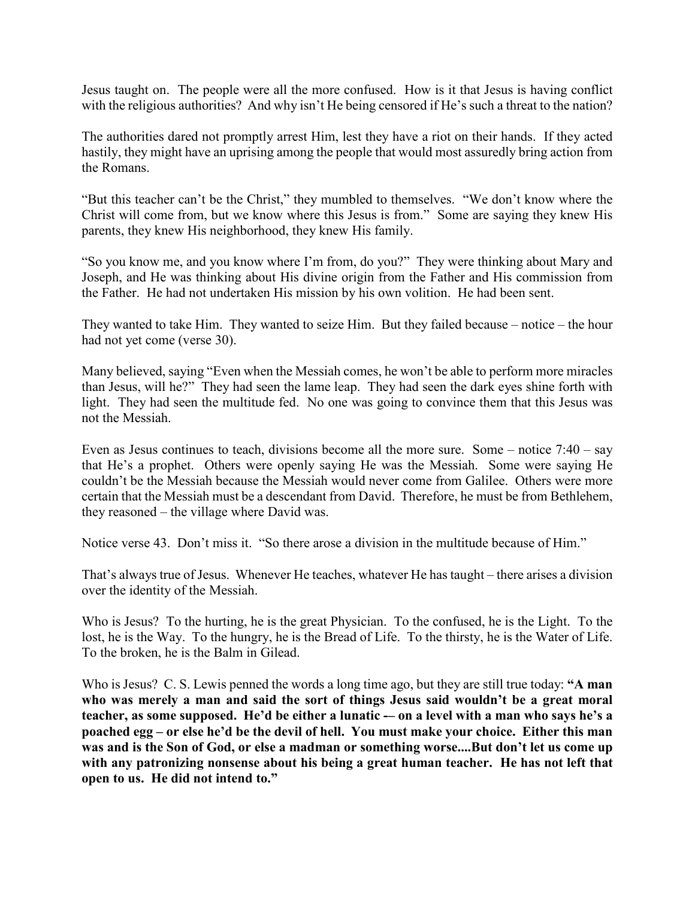Jesus taught on. The people were all the more confused. How is it that Jesus is having conflict with the religious authorities? And why isn't He being censored if He's such a threat to the nation?

The authorities dared not promptly arrest Him, lest they have a riot on their hands. If they acted hastily, they might have an uprising among the people that would most assuredly bring action from the Romans.

"But this teacher can't be the Christ," they mumbled to themselves. "We don't know where the Christ will come from, but we know where this Jesus is from." Some are saying they knew His parents, they knew His neighborhood, they knew His family.

"So you know me, and you know where I'm from, do you?" They were thinking about Mary and Joseph, and He was thinking about His divine origin from the Father and His commission from the Father. He had not undertaken His mission by his own volition. He had been sent.

They wanted to take Him. They wanted to seize Him. But they failed because – notice – the hour had not yet come (verse 30).

Many believed, saying "Even when the Messiah comes, he won't be able to perform more miracles than Jesus, will he?" They had seen the lame leap. They had seen the dark eyes shine forth with light. They had seen the multitude fed. No one was going to convince them that this Jesus was not the Messiah.

Even as Jesus continues to teach, divisions become all the more sure. Some – notice 7:40 – say that He's a prophet. Others were openly saying He was the Messiah. Some were saying He couldn't be the Messiah because the Messiah would never come from Galilee. Others were more certain that the Messiah must be a descendant from David. Therefore, he must be from Bethlehem, they reasoned – the village where David was.

Notice verse 43. Don't miss it. "So there arose a division in the multitude because of Him."

That's always true of Jesus. Whenever He teaches, whatever He has taught – there arises a division over the identity of the Messiah.

Who is Jesus? To the hurting, he is the great Physician. To the confused, he is the Light. To the lost, he is the Way. To the hungry, he is the Bread of Life. To the thirsty, he is the Water of Life. To the broken, he is the Balm in Gilead.

Who is Jesus? C. S. Lewis penned the words a long time ago, but they are still true today: **"A man who was merely a man and said the sort of things Jesus said wouldn't be a great moral teacher, as some supposed. He'd be either a lunatic -– on a level with a man who says he's a poached egg – or else he'd be the devil of hell. You must make your choice. Either this man was and is the Son of God, or else a madman or something worse....But don't let us come up with any patronizing nonsense about his being a great human teacher. He has not left that open to us. He did not intend to."**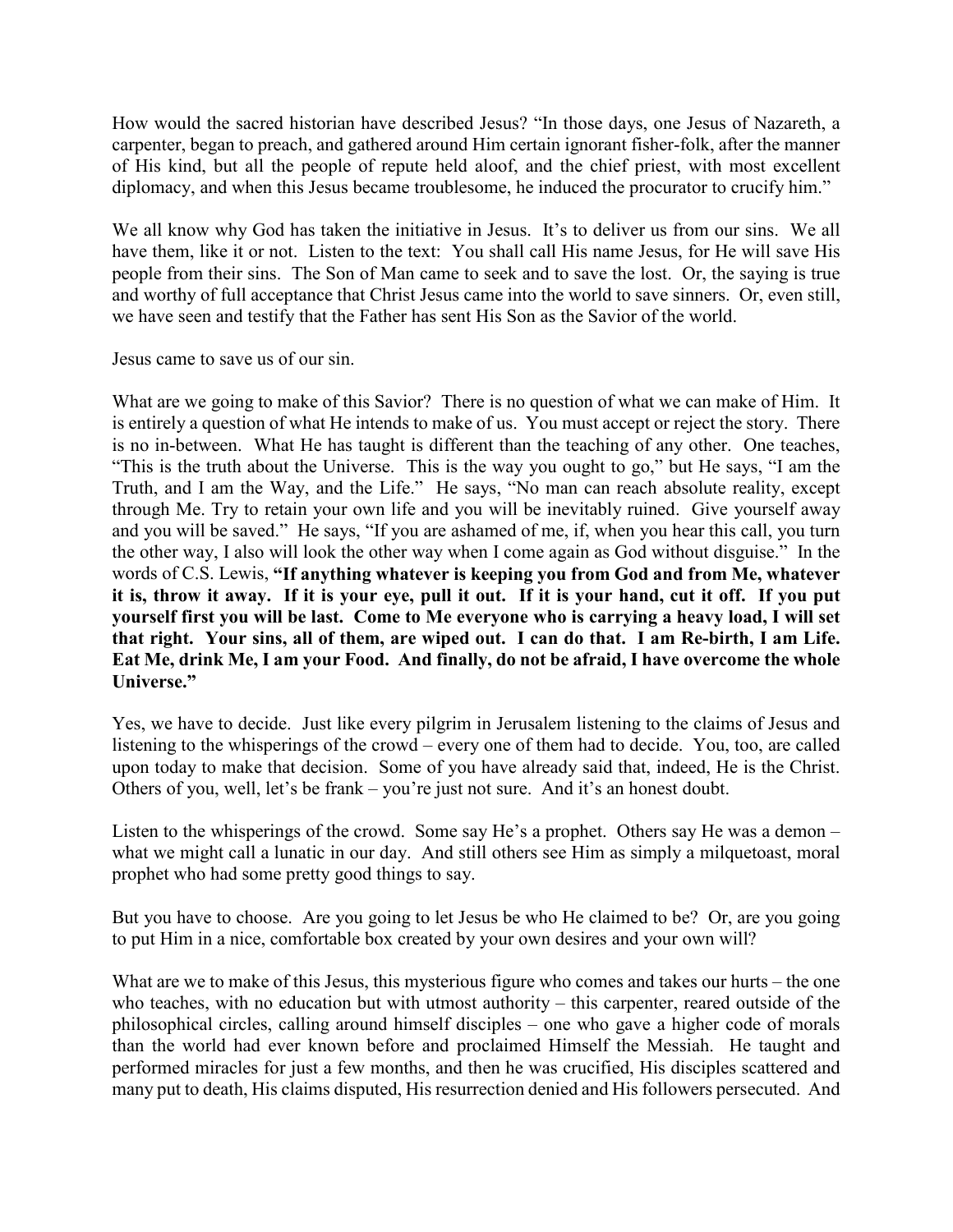How would the sacred historian have described Jesus? "In those days, one Jesus of Nazareth, a carpenter, began to preach, and gathered around Him certain ignorant fisher-folk, after the manner of His kind, but all the people of repute held aloof, and the chief priest, with most excellent diplomacy, and when this Jesus became troublesome, he induced the procurator to crucify him."

We all know why God has taken the initiative in Jesus. It's to deliver us from our sins. We all have them, like it or not. Listen to the text: You shall call His name Jesus, for He will save His people from their sins. The Son of Man came to seek and to save the lost. Or, the saying is true and worthy of full acceptance that Christ Jesus came into the world to save sinners. Or, even still, we have seen and testify that the Father has sent His Son as the Savior of the world.

Jesus came to save us of our sin.

What are we going to make of this Savior? There is no question of what we can make of Him. It is entirely a question of what He intends to make of us. You must accept or reject the story. There is no in-between. What He has taught is different than the teaching of any other. One teaches, "This is the truth about the Universe. This is the way you ought to go," but He says, "I am the Truth, and I am the Way, and the Life." He says, "No man can reach absolute reality, except through Me. Try to retain your own life and you will be inevitably ruined. Give yourself away and you will be saved." He says, "If you are ashamed of me, if, when you hear this call, you turn the other way, I also will look the other way when I come again as God without disguise." In the words of C.S. Lewis, **"If anything whatever is keeping you from God and from Me, whatever it is, throw it away. If it is your eye, pull it out. If it is your hand, cut it off. If you put yourself first you will be last. Come to Me everyone who is carrying a heavy load, I will set that right. Your sins, all of them, are wiped out. I can do that. I am Re-birth, I am Life. Eat Me, drink Me, I am your Food. And finally, do not be afraid, I have overcome the whole Universe."**

Yes, we have to decide. Just like every pilgrim in Jerusalem listening to the claims of Jesus and listening to the whisperings of the crowd – every one of them had to decide. You, too, are called upon today to make that decision. Some of you have already said that, indeed, He is the Christ. Others of you, well, let's be frank – you're just not sure. And it's an honest doubt.

Listen to the whisperings of the crowd. Some say He's a prophet. Others say He was a demon – what we might call a lunatic in our day. And still others see Him as simply a milquetoast, moral prophet who had some pretty good things to say.

But you have to choose. Are you going to let Jesus be who He claimed to be? Or, are you going to put Him in a nice, comfortable box created by your own desires and your own will?

What are we to make of this Jesus, this mysterious figure who comes and takes our hurts – the one who teaches, with no education but with utmost authority – this carpenter, reared outside of the philosophical circles, calling around himself disciples – one who gave a higher code of morals than the world had ever known before and proclaimed Himself the Messiah. He taught and performed miracles for just a few months, and then he was crucified, His disciples scattered and many put to death, His claims disputed, His resurrection denied and His followers persecuted. And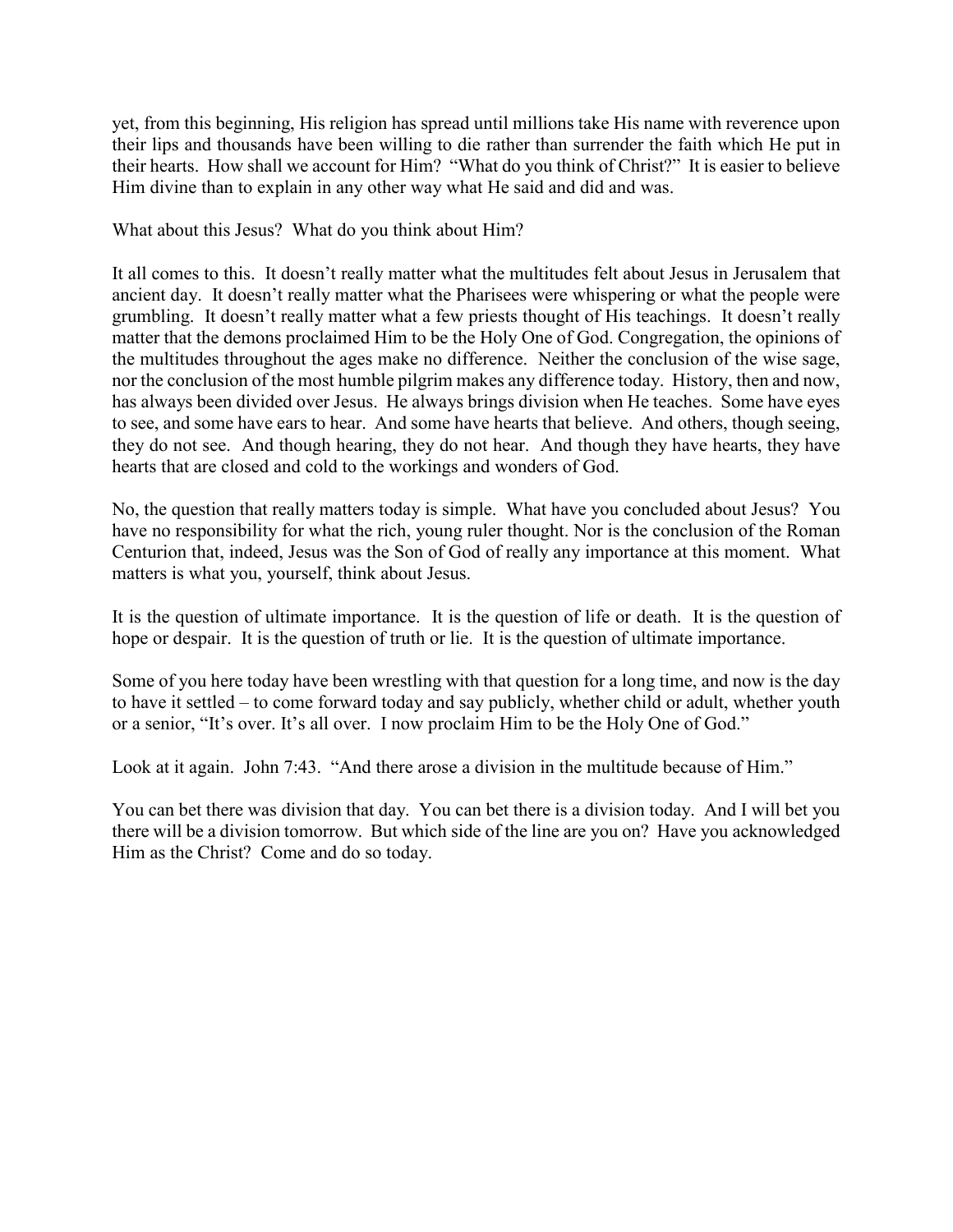yet, from this beginning, His religion has spread until millions take His name with reverence upon their lips and thousands have been willing to die rather than surrender the faith which He put in their hearts. How shall we account for Him? "What do you think of Christ?" It is easier to believe Him divine than to explain in any other way what He said and did and was.

What about this Jesus? What do you think about Him?

It all comes to this. It doesn't really matter what the multitudes felt about Jesus in Jerusalem that ancient day. It doesn't really matter what the Pharisees were whispering or what the people were grumbling. It doesn't really matter what a few priests thought of His teachings. It doesn't really matter that the demons proclaimed Him to be the Holy One of God. Congregation, the opinions of the multitudes throughout the ages make no difference. Neither the conclusion of the wise sage, nor the conclusion of the most humble pilgrim makes any difference today. History, then and now, has always been divided over Jesus. He always brings division when He teaches. Some have eyes to see, and some have ears to hear. And some have hearts that believe. And others, though seeing, they do not see. And though hearing, they do not hear. And though they have hearts, they have hearts that are closed and cold to the workings and wonders of God.

No, the question that really matters today is simple. What have you concluded about Jesus? You have no responsibility for what the rich, young ruler thought. Nor is the conclusion of the Roman Centurion that, indeed, Jesus was the Son of God of really any importance at this moment. What matters is what you, yourself, think about Jesus.

It is the question of ultimate importance. It is the question of life or death. It is the question of hope or despair. It is the question of truth or lie. It is the question of ultimate importance.

Some of you here today have been wrestling with that question for a long time, and now is the day to have it settled – to come forward today and say publicly, whether child or adult, whether youth or a senior, "It's over. It's all over. I now proclaim Him to be the Holy One of God."

Look at it again. John 7:43. "And there arose a division in the multitude because of Him."

You can bet there was division that day. You can bet there is a division today. And I will bet you there will be a division tomorrow. But which side of the line are you on? Have you acknowledged Him as the Christ? Come and do so today.